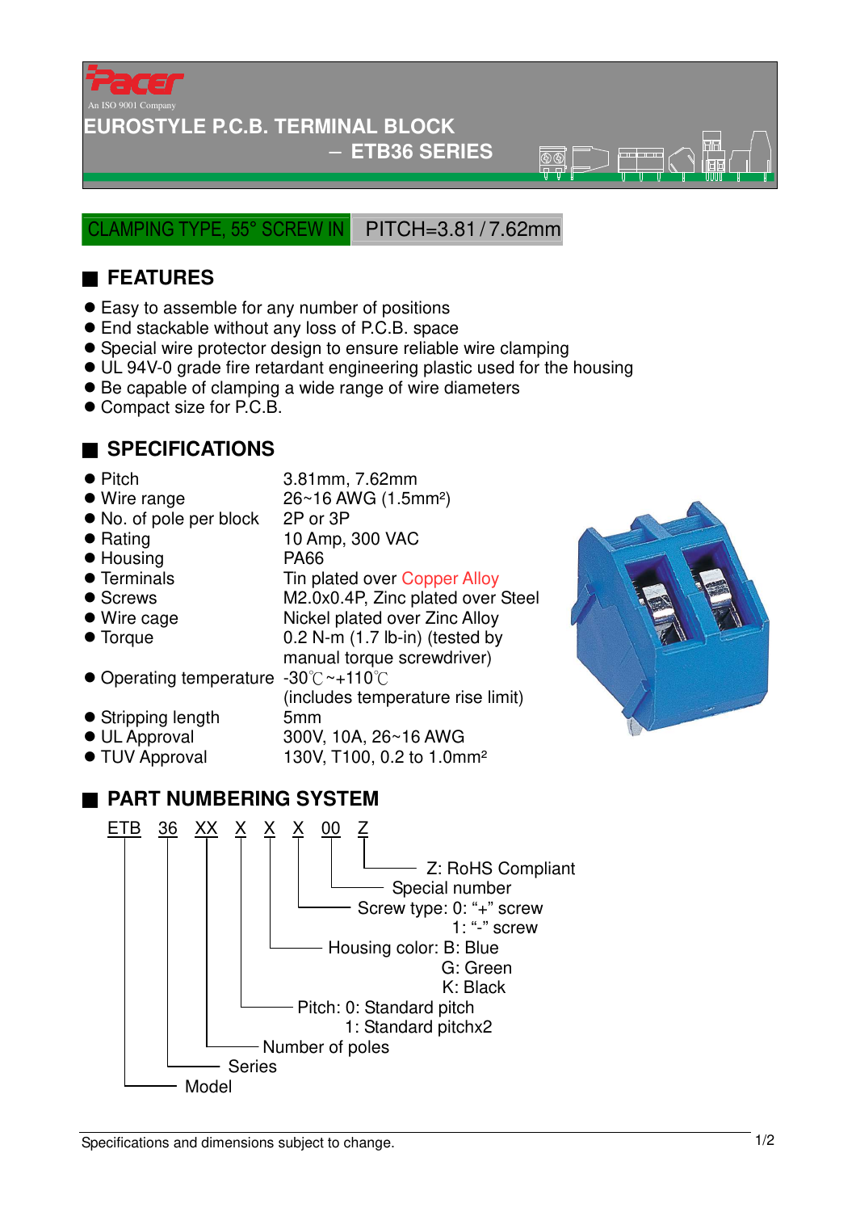Pacer

An ISO 9001 Company

# EUROSTYLE P.C.B. TERMINAL BLOCK – ETB36 SERIES

CLAMPING TYPE, 55° SCREW IN | PITCH=3.81 / 7.62mm

## FEATURES

- Easy to assemble for any number of positions
- End stackable without any loss of P.C.B. space
- Special wire protector design to ensure reliable wire clamping
- UL 94V-0 grade fire retardant engineering plastic used for the housing
- Be capable of clamping a wide range of wire diameters
- Compact size for P.C.B.

## SPECIFICATIONS

| | |
|---|---|
| Pitch | 3.81mm, 7.62mm |
| Wire range | 26~16 AWG (1.5mm²) |
| No. of pole per block | 2P or 3P |
| Rating | 10 Amp, 300 VAC |
| Housing | PA66 |
| Terminals | Tin plated over Copper Alloy |
| Screws | M2.0x0.4P, Zinc plated over Steel |
| Wire cage | Nickel plated over Zinc Alloy |
| Torque | 0.2 N-m (1.7 lb-in) (tested by manual torque screwdriver) |
| Operating temperature | -30℃~+110℃ (includes temperature rise limit) |
| Stripping length | 5mm |
| UL Approval | 300V, 10A, 26~16 AWG |
| TUV Approval | 130V, T100, 0.2 to 1.0mm² |

## PART NUMBERING SYSTEM

ETB 36 XX X X X 00 Z

- ETB: Model
- 36: Series
- XX: Number of poles
- X: Pitch: 0: Standard pitch
  1: Standard pitchx2
- X: Housing color: B: Blue
  G: Green
  K: Black
- X: Screw type: 0: "+" screw
  1: "-" screw
- 00: Special number
- Z: RoHS Compliant

Specifications and dimensions subject to change.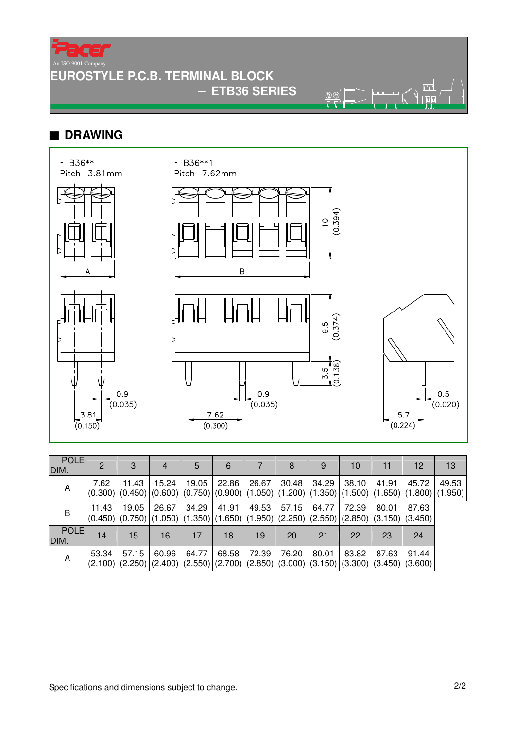# EUROSTYLE P.C.B. TERMINAL BLOCK

## – ETB36 SERIES

## ■ DRAWING

ETB36**
Pitch=3.81mm

ETB36**1
Pitch=7.62mm

A

B

10
(0.394)

9.5
(0.374)

3.5
(0.138)

0.9
(0.035)

3.81
(0.150)

0.9
(0.035)

7.62
(0.300)

0.5
(0.020)

5.7
(0.224)

| POLE DIM. | 2 | 3 | 4 | 5 | 6 | 7 | 8 | 9 | 10 | 11 | 12 | 13 |
|---|---|---|---|---|---|---|---|---|---|---|---|---|
| A | 7.62 (0.300) | 11.43 (0.450) | 15.24 (0.600) | 19.05 (0.750) | 22.86 (0.900) | 26.67 (1.050) | 30.48 (1.200) | 34.29 (1.350) | 38.10 (1.500) | 41.91 (1.650) | 45.72 (1.800) | 49.53 (1.950) |
| B | 11.43 (0.450) | 19.05 (0.750) | 26.67 (1.050) | 34.29 (1.350) | 41.91 (1.650) | 49.53 (1.950) | 57.15 (2.250) | 64.77 (2.550) | 72.39 (2.850) | 80.01 (3.150) | 87.63 (3.450) | |
| POLE DIM. | 14 | 15 | 16 | 17 | 18 | 19 | 20 | 21 | 22 | 23 | 24 | |
| A | 53.34 (2.100) | 57.15 (2.250) | 60.96 (2.400) | 64.77 (2.550) | 68.58 (2.700) | 72.39 (2.850) | 76.20 (3.000) | 80.01 (3.150) | 83.82 (3.300) | 87.63 (3.450) | 91.44 (3.600) | |

Specifications and dimensions subject to change.